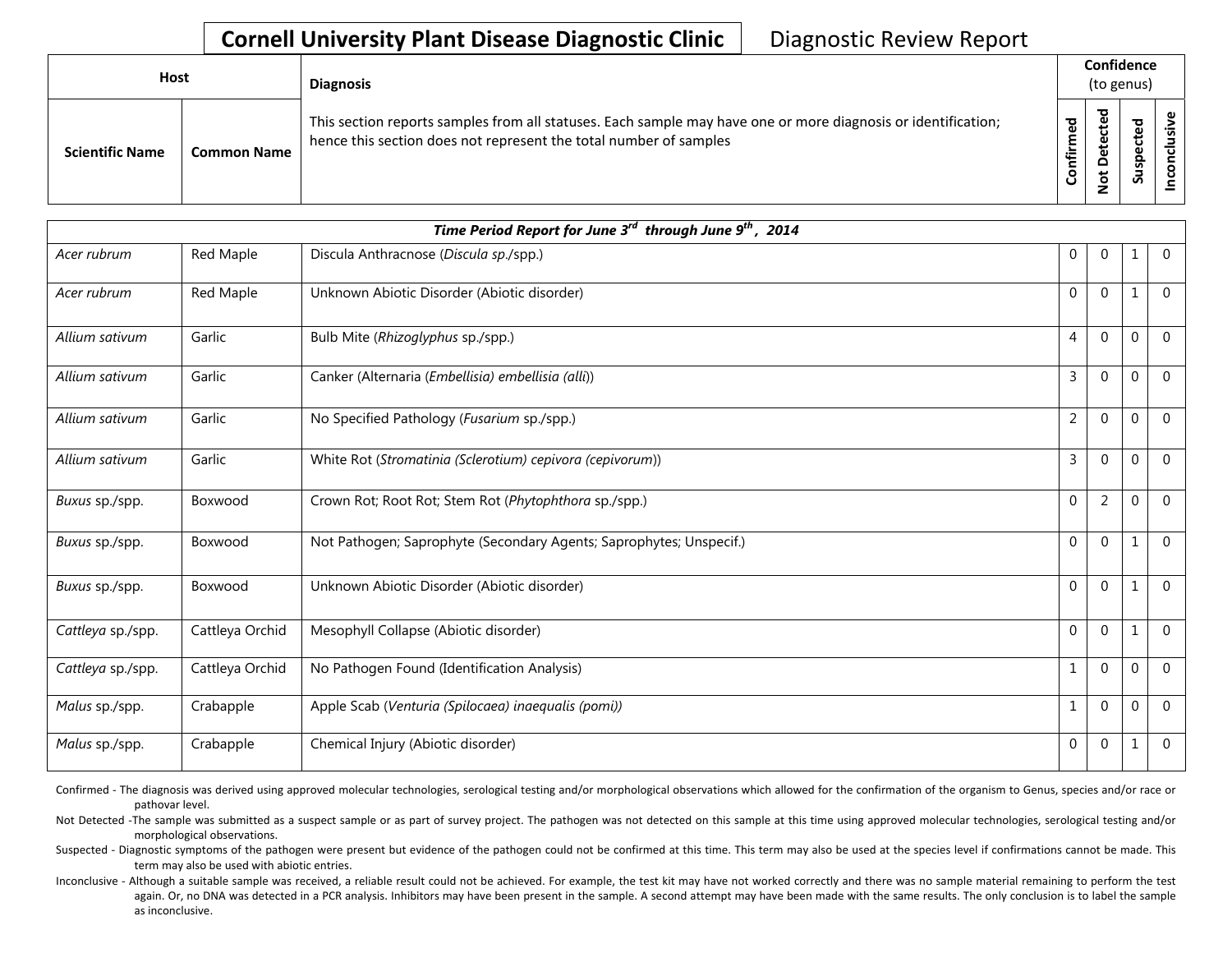**Cornell University Plant Disease Diagnostic Clinic** Diagnostic Review Report

| Host | | Diagnosis | Confidence (to genus) | | | |
|---|---|---|---|---|---|---|
| Scientific Name | Common Name | This section reports samples from all statuses. Each sample may have one or more diagnosis or identification; hence this section does not represent the total number of samples | Confirmed | Not Detected | Suspected | Inconclusive |
| ***Time Period Report for June 3rd through June 9th, 2014*** | | | | | | |
| *Acer rubrum* | Red Maple | Discula Anthracnose (*Discula sp.*/spp.) | 0 | 0 | 1 | 0 |
| *Acer rubrum* | Red Maple | Unknown Abiotic Disorder (Abiotic disorder) | 0 | 0 | 1 | 0 |
| *Allium sativum* | Garlic | Bulb Mite (*Rhizoglyphus* sp./spp.) | 4 | 0 | 0 | 0 |
| *Allium sativum* | Garlic | Canker (Alternaria (*Embellisia) embellisia (alli)*) | 3 | 0 | 0 | 0 |
| *Allium sativum* | Garlic | No Specified Pathology (*Fusarium* sp./spp.) | 2 | 0 | 0 | 0 |
| *Allium sativum* | Garlic | White Rot (*Stromatinia (Sclerotium) cepivora (cepivorum)*) | 3 | 0 | 0 | 0 |
| *Buxus* sp./spp. | Boxwood | Crown Rot; Root Rot; Stem Rot (*Phytophthora* sp./spp.) | 0 | 2 | 0 | 0 |
| *Buxus* sp./spp. | Boxwood | Not Pathogen; Saprophyte (Secondary Agents; Saprophytes; Unspecif.) | 0 | 0 | 1 | 0 |
| *Buxus* sp./spp. | Boxwood | Unknown Abiotic Disorder (Abiotic disorder) | 0 | 0 | 1 | 0 |
| *Cattleya* sp./spp. | Cattleya Orchid | Mesophyll Collapse (Abiotic disorder) | 0 | 0 | 1 | 0 |
| *Cattleya* sp./spp. | Cattleya Orchid | No Pathogen Found (Identification Analysis) | 1 | 0 | 0 | 0 |
| *Malus* sp./spp. | Crabapple | Apple Scab (*Venturia (Spilocaea) inaequalis (pomi)*) | 1 | 0 | 0 | 0 |
| *Malus* sp./spp. | Crabapple | Chemical Injury (Abiotic disorder) | 0 | 0 | 1 | 0 |

Confirmed - The diagnosis was derived using approved molecular technologies, serological testing and/or morphological observations which allowed for the confirmation of the organism to Genus, species and/or race or pathovar level.

Not Detected -The sample was submitted as a suspect sample or as part of survey project. The pathogen was not detected on this sample at this time using approved molecular technologies, serological testing and/or morphological observations.

Suspected - Diagnostic symptoms of the pathogen were present but evidence of the pathogen could not be confirmed at this time. This term may also be used at the species level if confirmations cannot be made. This term may also be used with abiotic entries.

Inconclusive - Although a suitable sample was received, a reliable result could not be achieved. For example, the test kit may have not worked correctly and there was no sample material remaining to perform the test again. Or, no DNA was detected in a PCR analysis. Inhibitors may have been present in the sample. A second attempt may have been made with the same results. The only conclusion is to label the sample as inconclusive.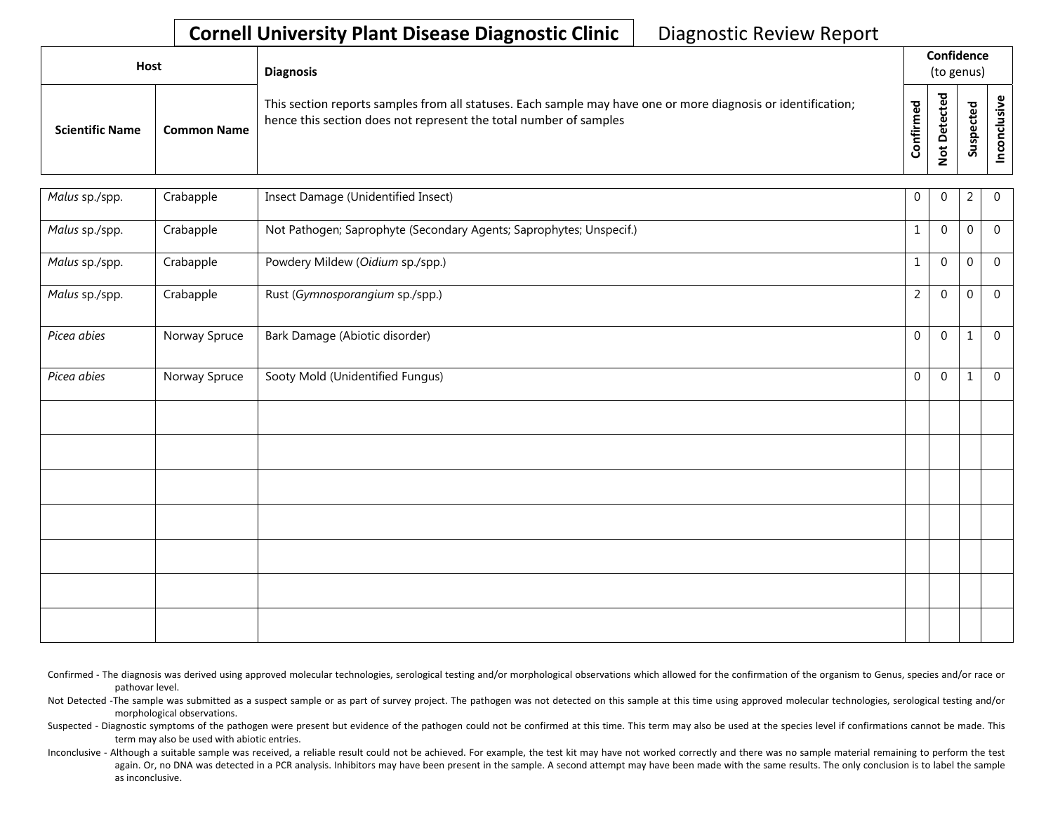**Cornell University Plant Disease Diagnostic Clinic** Diagnostic Review Report

| Host | | Diagnosis | Confidence (to genus) | | | |
|---|---|---|---|---|---|---|
| **Scientific Name** | **Common Name** | This section reports samples from all statuses. Each sample may have one or more diagnosis or identification; hence this section does not represent the total number of samples | **Confirmed** | **Not Detected** | **Suspected** | **Inconclusive** |
| *Malus* sp./spp. | Crabapple | Insect Damage (Unidentified Insect) | 0 | 0 | 2 | 0 |
| *Malus* sp./spp. | Crabapple | Not Pathogen; Saprophyte (Secondary Agents; Saprophytes; Unspecif.) | 1 | 0 | 0 | 0 |
| *Malus* sp./spp. | Crabapple | Powdery Mildew (*Oidium* sp./spp.) | 1 | 0 | 0 | 0 |
| *Malus* sp./spp. | Crabapple | Rust (*Gymnosporangium* sp./spp.) | 2 | 0 | 0 | 0 |
| *Picea abies* | Norway Spruce | Bark Damage (Abiotic disorder) | 0 | 0 | 1 | 0 |
| *Picea abies* | Norway Spruce | Sooty Mold (Unidentified Fungus) | 0 | 0 | 1 | 0 |

Confirmed - The diagnosis was derived using approved molecular technologies, serological testing and/or morphological observations which allowed for the confirmation of the organism to Genus, species and/or race or pathovar level.

Not Detected -The sample was submitted as a suspect sample or as part of survey project. The pathogen was not detected on this sample at this time using approved molecular technologies, serological testing and/or morphological observations.

Suspected - Diagnostic symptoms of the pathogen were present but evidence of the pathogen could not be confirmed at this time. This term may also be used at the species level if confirmations cannot be made. This term may also be used with abiotic entries.

Inconclusive - Although a suitable sample was received, a reliable result could not be achieved. For example, the test kit may have not worked correctly and there was no sample material remaining to perform the test again. Or, no DNA was detected in a PCR analysis. Inhibitors may have been present in the sample. A second attempt may have been made with the same results. The only conclusion is to label the sample as inconclusive.